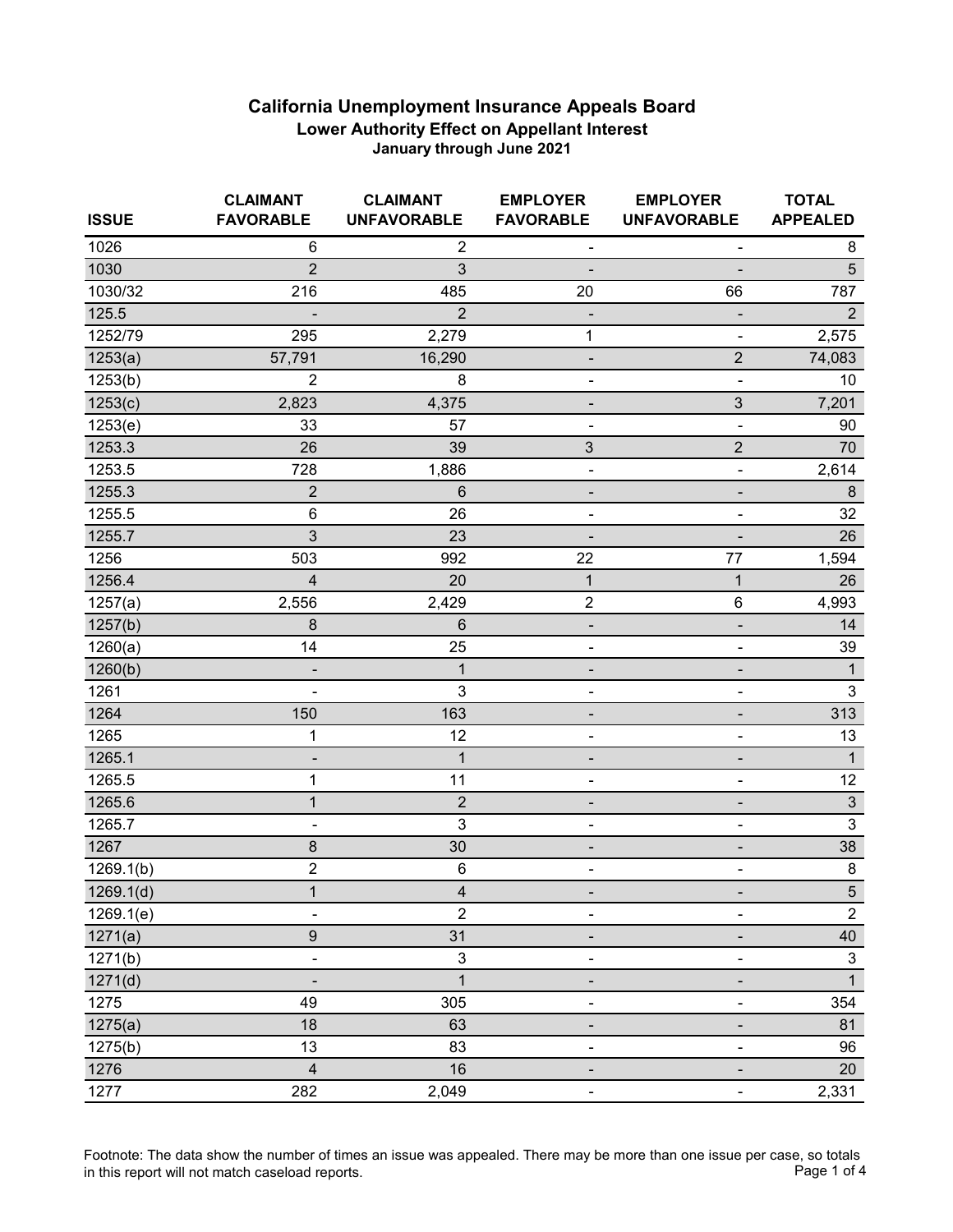# California Unemployment Insurance Appeals Board

## Lower Authority Effect on Appellant Interest

### January through June 2021

| ISSUE | CLAIMANT FAVORABLE | CLAIMANT UNFAVORABLE | EMPLOYER FAVORABLE | EMPLOYER UNFAVORABLE | TOTAL APPEALED |
|---|---|---|---|---|---|
| 1026 | 6 | 2 | - | - | 8 |
| 1030 | 2 | 3 | - | - | 5 |
| 1030/32 | 216 | 485 | 20 | 66 | 787 |
| 125.5 | - | 2 | - | - | 2 |
| 1252/79 | 295 | 2,279 | 1 | - | 2,575 |
| 1253(a) | 57,791 | 16,290 | - | 2 | 74,083 |
| 1253(b) | 2 | 8 | - | - | 10 |
| 1253(c) | 2,823 | 4,375 | - | 3 | 7,201 |
| 1253(e) | 33 | 57 | - | - | 90 |
| 1253.3 | 26 | 39 | 3 | 2 | 70 |
| 1253.5 | 728 | 1,886 | - | - | 2,614 |
| 1255.3 | 2 | 6 | - | - | 8 |
| 1255.5 | 6 | 26 | - | - | 32 |
| 1255.7 | 3 | 23 | - | - | 26 |
| 1256 | 503 | 992 | 22 | 77 | 1,594 |
| 1256.4 | 4 | 20 | 1 | 1 | 26 |
| 1257(a) | 2,556 | 2,429 | 2 | 6 | 4,993 |
| 1257(b) | 8 | 6 | - | - | 14 |
| 1260(a) | 14 | 25 | - | - | 39 |
| 1260(b) | - | 1 | - | - | 1 |
| 1261 | - | 3 | - | - | 3 |
| 1264 | 150 | 163 | - | - | 313 |
| 1265 | 1 | 12 | - | - | 13 |
| 1265.1 | - | 1 | - | - | 1 |
| 1265.5 | 1 | 11 | - | - | 12 |
| 1265.6 | 1 | 2 | - | - | 3 |
| 1265.7 | - | 3 | - | - | 3 |
| 1267 | 8 | 30 | - | - | 38 |
| 1269.1(b) | 2 | 6 | - | - | 8 |
| 1269.1(d) | 1 | 4 | - | - | 5 |
| 1269.1(e) | - | 2 | - | - | 2 |
| 1271(a) | 9 | 31 | - | - | 40 |
| 1271(b) | - | 3 | - | - | 3 |
| 1271(d) | - | 1 | - | - | 1 |
| 1275 | 49 | 305 | - | - | 354 |
| 1275(a) | 18 | 63 | - | - | 81 |
| 1275(b) | 13 | 83 | - | - | 96 |
| 1276 | 4 | 16 | - | - | 20 |
| 1277 | 282 | 2,049 | - | - | 2,331 |

Footnote: The data show the number of times an issue was appealed. There may be more than one issue per case, so totals in this report will not match caseload reports.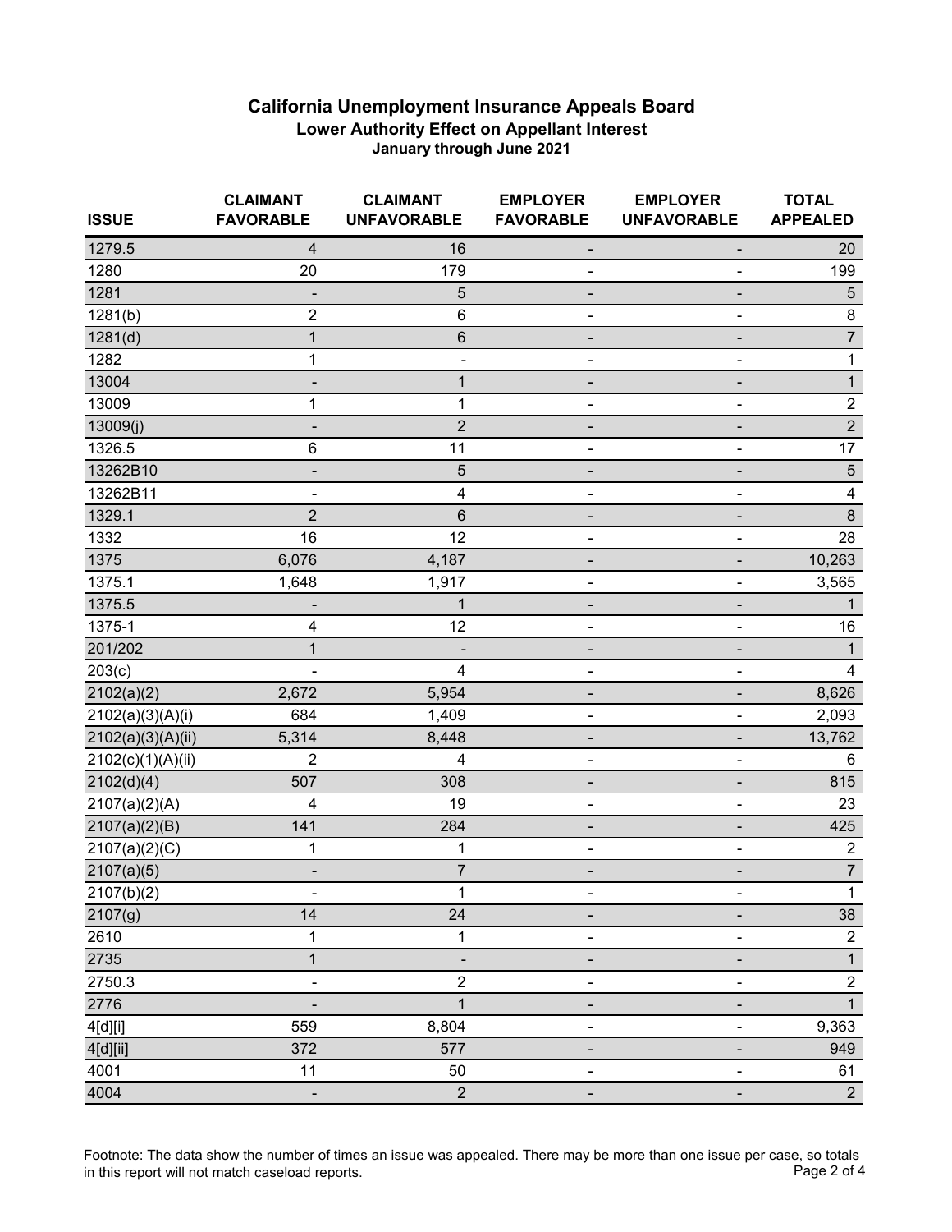# California Unemployment Insurance Appeals Board

## Lower Authority Effect on Appellant Interest

### January through June 2021

| ISSUE | CLAIMANT FAVORABLE | CLAIMANT UNFAVORABLE | EMPLOYER FAVORABLE | EMPLOYER UNFAVORABLE | TOTAL APPEALED |
|---|---|---|---|---|---|
| 1279.5 | 4 | 16 | - | - | 20 |
| 1280 | 20 | 179 | - | - | 199 |
| 1281 | - | 5 | - | - | 5 |
| 1281(b) | 2 | 6 | - | - | 8 |
| 1281(d) | 1 | 6 | - | - | 7 |
| 1282 | 1 | - | - | - | 1 |
| 13004 | - | 1 | - | - | 1 |
| 13009 | 1 | 1 | - | - | 2 |
| 13009(j) | - | 2 | - | - | 2 |
| 1326.5 | 6 | 11 | - | - | 17 |
| 13262B10 | - | 5 | - | - | 5 |
| 13262B11 | - | 4 | - | - | 4 |
| 1329.1 | 2 | 6 | - | - | 8 |
| 1332 | 16 | 12 | - | - | 28 |
| 1375 | 6,076 | 4,187 | - | - | 10,263 |
| 1375.1 | 1,648 | 1,917 | - | - | 3,565 |
| 1375.5 | - | 1 | - | - | 1 |
| 1375-1 | 4 | 12 | - | - | 16 |
| 201/202 | 1 | - | - | - | 1 |
| 203(c) | - | 4 | - | - | 4 |
| 2102(a)(2) | 2,672 | 5,954 | - | - | 8,626 |
| 2102(a)(3)(A)(i) | 684 | 1,409 | - | - | 2,093 |
| 2102(a)(3)(A)(ii) | 5,314 | 8,448 | - | - | 13,762 |
| 2102(c)(1)(A)(ii) | 2 | 4 | - | - | 6 |
| 2102(d)(4) | 507 | 308 | - | - | 815 |
| 2107(a)(2)(A) | 4 | 19 | - | - | 23 |
| 2107(a)(2)(B) | 141 | 284 | - | - | 425 |
| 2107(a)(2)(C) | 1 | 1 | - | - | 2 |
| 2107(a)(5) | - | 7 | - | - | 7 |
| 2107(b)(2) | - | 1 | - | - | 1 |
| 2107(g) | 14 | 24 | - | - | 38 |
| 2610 | 1 | 1 | - | - | 2 |
| 2735 | 1 | - | - | - | 1 |
| 2750.3 | - | 2 | - | - | 2 |
| 2776 | - | 1 | - | - | 1 |
| 4[d][i] | 559 | 8,804 | - | - | 9,363 |
| 4[d][ii] | 372 | 577 | - | - | 949 |
| 4001 | 11 | 50 | - | - | 61 |
| 4004 | - | 2 | - | - | 2 |

Footnote: The data show the number of times an issue was appealed. There may be more than one issue per case, so totals in this report will not match caseload reports.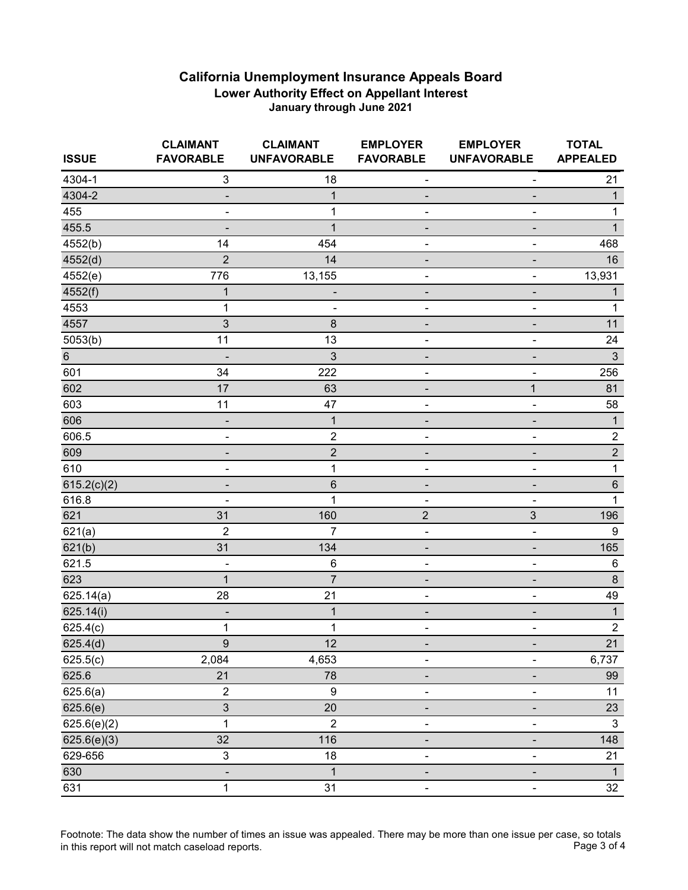# California Unemployment Insurance Appeals Board

## Lower Authority Effect on Appellant Interest

### January through June 2021

| ISSUE | CLAIMANT FAVORABLE | CLAIMANT UNFAVORABLE | EMPLOYER FAVORABLE | EMPLOYER UNFAVORABLE | TOTAL APPEALED |
|---|---|---|---|---|---|
| 4304-1 | 3 | 18 | - | - | 21 |
| 4304-2 | - | 1 | - | - | 1 |
| 455 | - | 1 | - | - | 1 |
| 455.5 | - | 1 | - | - | 1 |
| 4552(b) | 14 | 454 | - | - | 468 |
| 4552(d) | 2 | 14 | - | - | 16 |
| 4552(e) | 776 | 13,155 | - | - | 13,931 |
| 4552(f) | 1 | - | - | - | 1 |
| 4553 | 1 | - | - | - | 1 |
| 4557 | 3 | 8 | - | - | 11 |
| 5053(b) | 11 | 13 | - | - | 24 |
| 6 | - | 3 | - | - | 3 |
| 601 | 34 | 222 | - | - | 256 |
| 602 | 17 | 63 | - | 1 | 81 |
| 603 | 11 | 47 | - | - | 58 |
| 606 | - | 1 | - | - | 1 |
| 606.5 | - | 2 | - | - | 2 |
| 609 | - | 2 | - | - | 2 |
| 610 | - | 1 | - | - | 1 |
| 615.2(c)(2) | - | 6 | - | - | 6 |
| 616.8 | - | 1 | - | - | 1 |
| 621 | 31 | 160 | 2 | 3 | 196 |
| 621(a) | 2 | 7 | - | - | 9 |
| 621(b) | 31 | 134 | - | - | 165 |
| 621.5 | - | 6 | - | - | 6 |
| 623 | 1 | 7 | - | - | 8 |
| 625.14(a) | 28 | 21 | - | - | 49 |
| 625.14(i) | - | 1 | - | - | 1 |
| 625.4(c) | 1 | 1 | - | - | 2 |
| 625.4(d) | 9 | 12 | - | - | 21 |
| 625.5(c) | 2,084 | 4,653 | - | - | 6,737 |
| 625.6 | 21 | 78 | - | - | 99 |
| 625.6(a) | 2 | 9 | - | - | 11 |
| 625.6(e) | 3 | 20 | - | - | 23 |
| 625.6(e)(2) | 1 | 2 | - | - | 3 |
| 625.6(e)(3) | 32 | 116 | - | - | 148 |
| 629-656 | 3 | 18 | - | - | 21 |
| 630 | - | 1 | - | - | 1 |
| 631 | 1 | 31 | - | - | 32 |

Footnote: The data show the number of times an issue was appealed. There may be more than one issue per case, so totals in this report will not match caseload reports.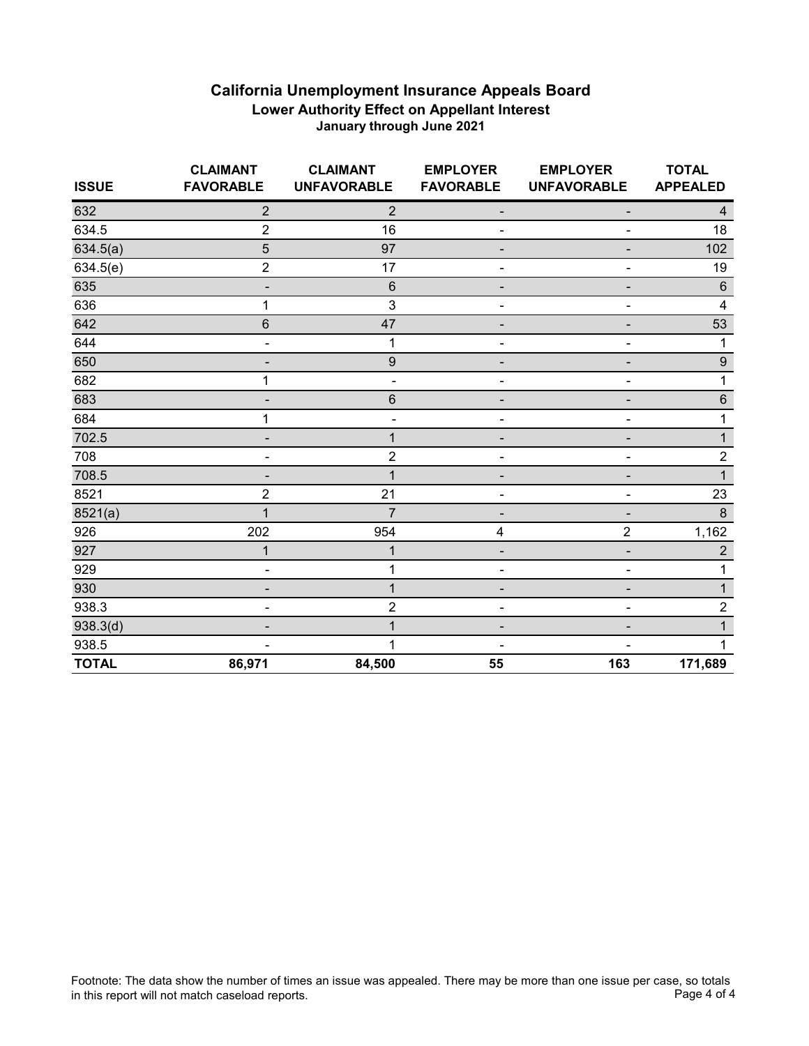## California Unemployment Insurance Appeals Board

### Lower Authority Effect on Appellant Interest

**January through June 2021**

| ISSUE | CLAIMANT FAVORABLE | CLAIMANT UNFAVORABLE | EMPLOYER FAVORABLE | EMPLOYER UNFAVORABLE | TOTAL APPEALED |
|---|---|---|---|---|---|
| 632 | 2 | 2 | - | - | 4 |
| 634.5 | 2 | 16 | - | - | 18 |
| 634.5(a) | 5 | 97 | - | - | 102 |
| 634.5(e) | 2 | 17 | - | - | 19 |
| 635 | - | 6 | - | - | 6 |
| 636 | 1 | 3 | - | - | 4 |
| 642 | 6 | 47 | - | - | 53 |
| 644 | - | 1 | - | - | 1 |
| 650 | - | 9 | - | - | 9 |
| 682 | 1 | - | - | - | 1 |
| 683 | - | 6 | - | - | 6 |
| 684 | 1 | - | - | - | 1 |
| 702.5 | - | 1 | - | - | 1 |
| 708 | - | 2 | - | - | 2 |
| 708.5 | - | 1 | - | - | 1 |
| 8521 | 2 | 21 | - | - | 23 |
| 8521(a) | 1 | 7 | - | - | 8 |
| 926 | 202 | 954 | 4 | 2 | 1,162 |
| 927 | 1 | 1 | - | - | 2 |
| 929 | - | 1 | - | - | 1 |
| 930 | - | 1 | - | - | 1 |
| 938.3 | - | 2 | - | - | 2 |
| 938.3(d) | - | 1 | - | - | 1 |
| 938.5 | - | 1 | - | - | 1 |
| **TOTAL** | **86,971** | **84,500** | **55** | **163** | **171,689** |

Footnote: The data show the number of times an issue was appealed. There may be more than one issue per case, so totals in this report will not match caseload reports.